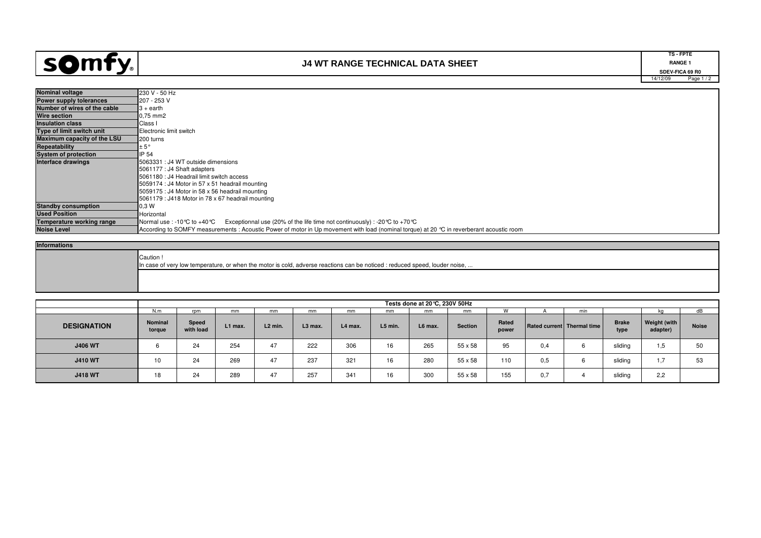# J4 WT RANGE TECHNICAL DATA SHEET

TS - FPTE
RANGE 1
SDEV-FICA 69 R0
14/12/09

| | |
|---|---|
| **Nominal voltage** | 230 V - 50 Hz |
| **Power supply tolerances** | 207 - 253 V |
| **Number of wires of the cable** | 3 + earth |
| **Wire section** | 0,75 mm2 |
| **Insulation class** | Class I |
| **Type of limit switch unit** | Electronic limit switch |
| **Maximum capacity of the LSU** | 200 turns |
| **Repeatability** | ± 5° |
| **System of protection** | IP 54 |
| **Interface drawings** | 5063331 : J4 WT outside dimensions<br>5061177 : J4 Shaft adapters<br>5061180 : J4 Headrail limit switch access<br>5059174 : J4 Motor in 57 x 51 headrail mounting<br>5059175 : J4 Motor in 58 x 56 headrail mounting<br>5061179 : J418 Motor in 78 x 67 headrail mounting |
| **Standby consumption** | 0,3 W |
| **Used Position** | Horizontal |
| **Temperature working range** | Normal use : -10°C to +40°C Exceptionnal use (20% of the life time not continuously) : -20°C to +70°C |
| **Noise Level** | According to SOMFY measurements : Acoustic Power of motor in Up movement with load (nominal torque) at 20 °C in reverberant acoustic room |

| **Informations** | |
|---|---|
| | Caution !<br>In case of very low temperature, or when the motor is cold, adverse reactions can be noticed : reduced speed, louder noise, ... |

| | Tests done at 20°C, 230V 50Hz | | | | | | | | | | | | | | |
|---|---|---|---|---|---|---|---|---|---|---|---|---|---|---|---|
| | N.m | rpm | mm | mm | mm | mm | mm | mm | mm | W | A | min | | kg | dB |
| **DESIGNATION** | **Nominal torque** | **Speed with load** | **L1 max.** | **L2 min.** | **L3 max.** | **L4 max.** | **L5 min.** | **L6 max.** | **Section** | **Rated power** | **Rated current** | **Thermal time** | **Brake type** | **Weight (with adapter)** | **Noise** |
| **J406 WT** | 6 | 24 | 254 | 47 | 222 | 306 | 16 | 265 | 55 x 58 | 95 | 0,4 | 6 | sliding | 1,5 | 50 |
| **J410 WT** | 10 | 24 | 269 | 47 | 237 | 321 | 16 | 280 | 55 x 58 | 110 | 0,5 | 6 | sliding | 1,7 | 53 |
| **J418 WT** | 18 | 24 | 289 | 47 | 257 | 341 | 16 | 300 | 55 x 58 | 155 | 0,7 | 4 | sliding | 2,2 | |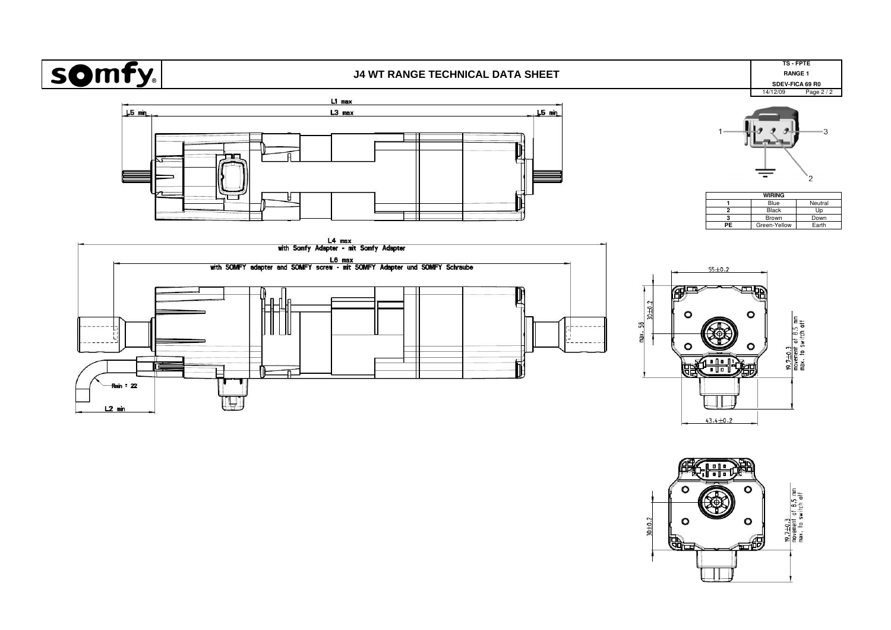# J4 WT RANGE TECHNICAL DATA SHEET

TS - FPTE
RANGE 1
SDEV-FICA 69 R0
14/12/09

L1 max

L5 min

L3 max

L5 min

1

3

2

| WIRING | | |
|---|---|---|
| 1 | Blue | Neutral |
| 2 | Black | Up |
| 3 | Brown | Down |
| PE | Green-Yellow | Earth |

L4 max
with Somfy Adapter - mit Somfy Adapter

L6 max
with SOMFY adapter and SOMFY screw - mit SOMFY Adapter und SOMFY Schraube

Rmin = 22

L2 min

55±0.2

max. 58

30±0.2

19.7±0.3
movement of 8.5 mm
max. to switch off

43.4±0.2

30±0.2

19.7±0.3
movement of 8.5 mm
max. to switch off